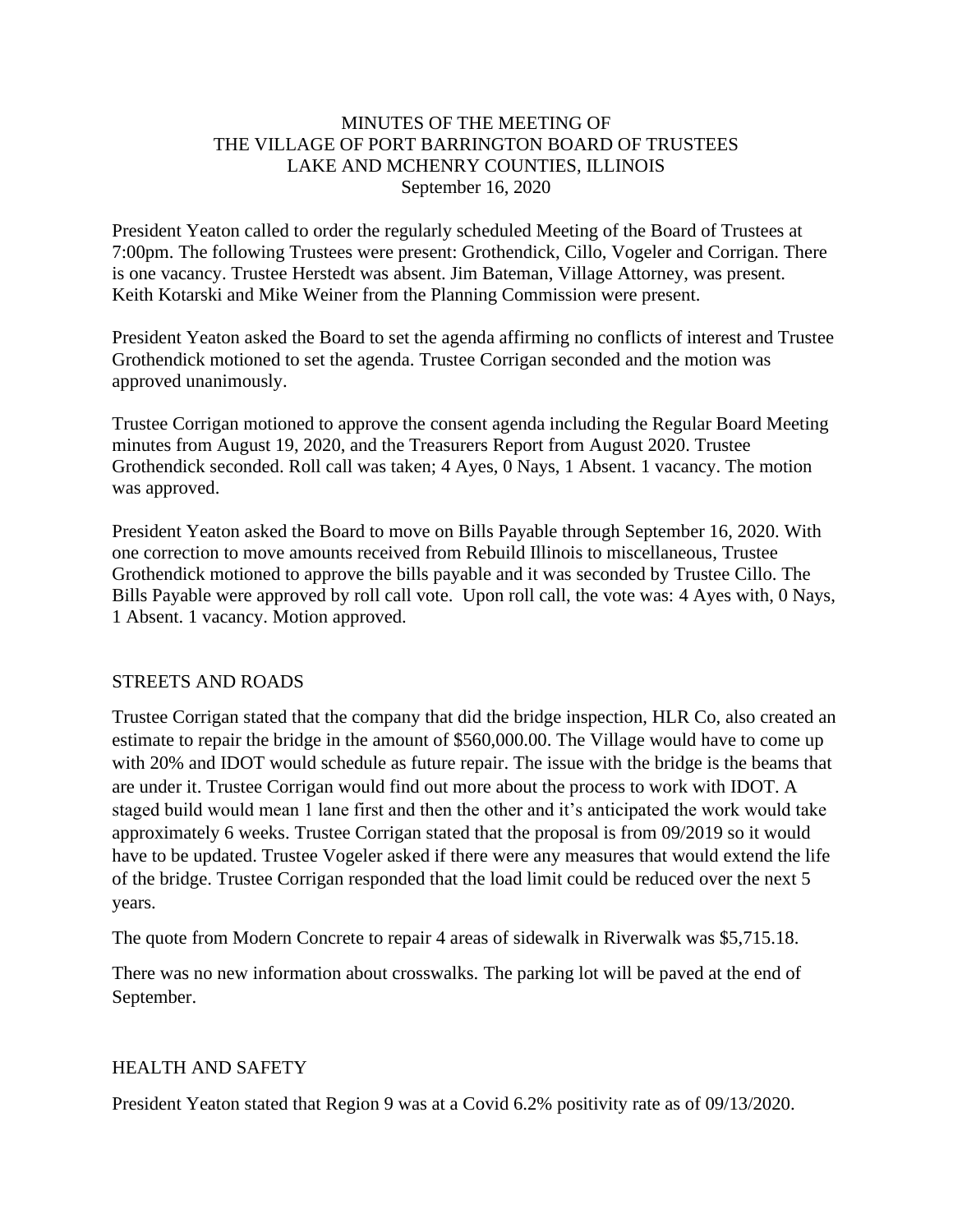MINUTES OF THE MEETING OF
THE VILLAGE OF PORT BARRINGTON BOARD OF TRUSTEES
LAKE AND MCHENRY COUNTIES, ILLINOIS
September 16, 2020

President Yeaton called to order the regularly scheduled Meeting of the Board of Trustees at 7:00pm. The following Trustees were present: Grothendick, Cillo, Vogeler and Corrigan. There is one vacancy. Trustee Herstedt was absent. Jim Bateman, Village Attorney, was present. Keith Kotarski and Mike Weiner from the Planning Commission were present.

President Yeaton asked the Board to set the agenda affirming no conflicts of interest and Trustee Grothendick motioned to set the agenda. Trustee Corrigan seconded and the motion was approved unanimously.

Trustee Corrigan motioned to approve the consent agenda including the Regular Board Meeting minutes from August 19, 2020, and the Treasurers Report from August 2020. Trustee Grothendick seconded. Roll call was taken; 4 Ayes, 0 Nays, 1 Absent. 1 vacancy. The motion was approved.

President Yeaton asked the Board to move on Bills Payable through September 16, 2020. With one correction to move amounts received from Rebuild Illinois to miscellaneous, Trustee Grothendick motioned to approve the bills payable and it was seconded by Trustee Cillo. The Bills Payable were approved by roll call vote. Upon roll call, the vote was: 4 Ayes with, 0 Nays, 1 Absent. 1 vacancy. Motion approved.

STREETS AND ROADS

Trustee Corrigan stated that the company that did the bridge inspection, HLR Co, also created an estimate to repair the bridge in the amount of $560,000.00. The Village would have to come up with 20% and IDOT would schedule as future repair. The issue with the bridge is the beams that are under it. Trustee Corrigan would find out more about the process to work with IDOT. A staged build would mean 1 lane first and then the other and it's anticipated the work would take approximately 6 weeks. Trustee Corrigan stated that the proposal is from 09/2019 so it would have to be updated. Trustee Vogeler asked if there were any measures that would extend the life of the bridge. Trustee Corrigan responded that the load limit could be reduced over the next 5 years.

The quote from Modern Concrete to repair 4 areas of sidewalk in Riverwalk was $5,715.18.

There was no new information about crosswalks. The parking lot will be paved at the end of September.

HEALTH AND SAFETY

President Yeaton stated that Region 9 was at a Covid 6.2% positivity rate as of 09/13/2020.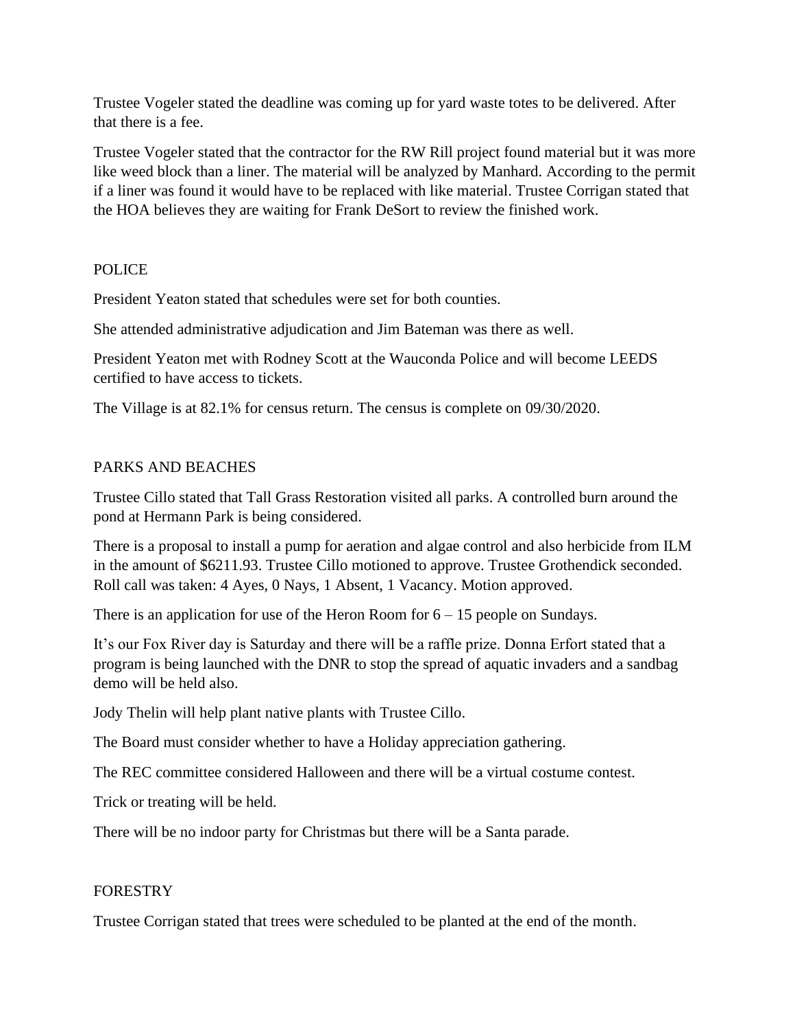Trustee Vogeler stated the deadline was coming up for yard waste totes to be delivered. After that there is a fee.

Trustee Vogeler stated that the contractor for the RW Rill project found material but it was more like weed block than a liner. The material will be analyzed by Manhard. According to the permit if a liner was found it would have to be replaced with like material. Trustee Corrigan stated that the HOA believes they are waiting for Frank DeSort to review the finished work.

## POLICE

President Yeaton stated that schedules were set for both counties.

She attended administrative adjudication and Jim Bateman was there as well.

President Yeaton met with Rodney Scott at the Wauconda Police and will become LEEDS certified to have access to tickets.

The Village is at 82.1% for census return. The census is complete on 09/30/2020.

## PARKS AND BEACHES

Trustee Cillo stated that Tall Grass Restoration visited all parks. A controlled burn around the pond at Hermann Park is being considered.

There is a proposal to install a pump for aeration and algae control and also herbicide from ILM in the amount of $6211.93. Trustee Cillo motioned to approve. Trustee Grothendick seconded. Roll call was taken: 4 Ayes, 0 Nays, 1 Absent, 1 Vacancy. Motion approved.

There is an application for use of the Heron Room for 6 – 15 people on Sundays.

It's our Fox River day is Saturday and there will be a raffle prize. Donna Erfort stated that a program is being launched with the DNR to stop the spread of aquatic invaders and a sandbag demo will be held also.

Jody Thelin will help plant native plants with Trustee Cillo.

The Board must consider whether to have a Holiday appreciation gathering.

The REC committee considered Halloween and there will be a virtual costume contest.

Trick or treating will be held.

There will be no indoor party for Christmas but there will be a Santa parade.

## FORESTRY

Trustee Corrigan stated that trees were scheduled to be planted at the end of the month.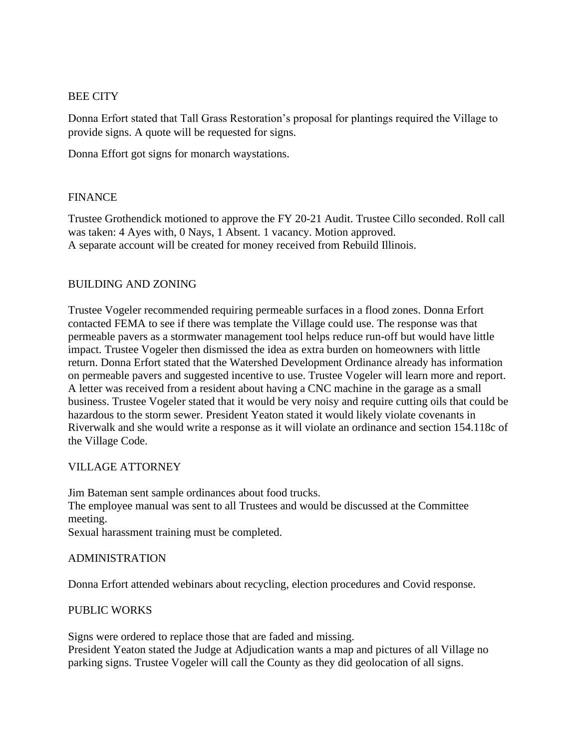## BEE CITY

Donna Erfort stated that Tall Grass Restoration's proposal for plantings required the Village to provide signs. A quote will be requested for signs.

Donna Effort got signs for monarch waystations.

## FINANCE

Trustee Grothendick motioned to approve the FY 20-21 Audit. Trustee Cillo seconded. Roll call was taken: 4 Ayes with, 0 Nays, 1 Absent. 1 vacancy. Motion approved.
A separate account will be created for money received from Rebuild Illinois.

## BUILDING AND ZONING

Trustee Vogeler recommended requiring permeable surfaces in a flood zones. Donna Erfort contacted FEMA to see if there was template the Village could use. The response was that permeable pavers as a stormwater management tool helps reduce run-off but would have little impact. Trustee Vogeler then dismissed the idea as extra burden on homeowners with little return. Donna Erfort stated that the Watershed Development Ordinance already has information on permeable pavers and suggested incentive to use. Trustee Vogeler will learn more and report.
A letter was received from a resident about having a CNC machine in the garage as a small business. Trustee Vogeler stated that it would be very noisy and require cutting oils that could be hazardous to the storm sewer. President Yeaton stated it would likely violate covenants in Riverwalk and she would write a response as it will violate an ordinance and section 154.118c of the Village Code.

## VILLAGE ATTORNEY

Jim Bateman sent sample ordinances about food trucks.
The employee manual was sent to all Trustees and would be discussed at the Committee meeting.
Sexual harassment training must be completed.

## ADMINISTRATION

Donna Erfort attended webinars about recycling, election procedures and Covid response.

## PUBLIC WORKS

Signs were ordered to replace those that are faded and missing.
President Yeaton stated the Judge at Adjudication wants a map and pictures of all Village no parking signs. Trustee Vogeler will call the County as they did geolocation of all signs.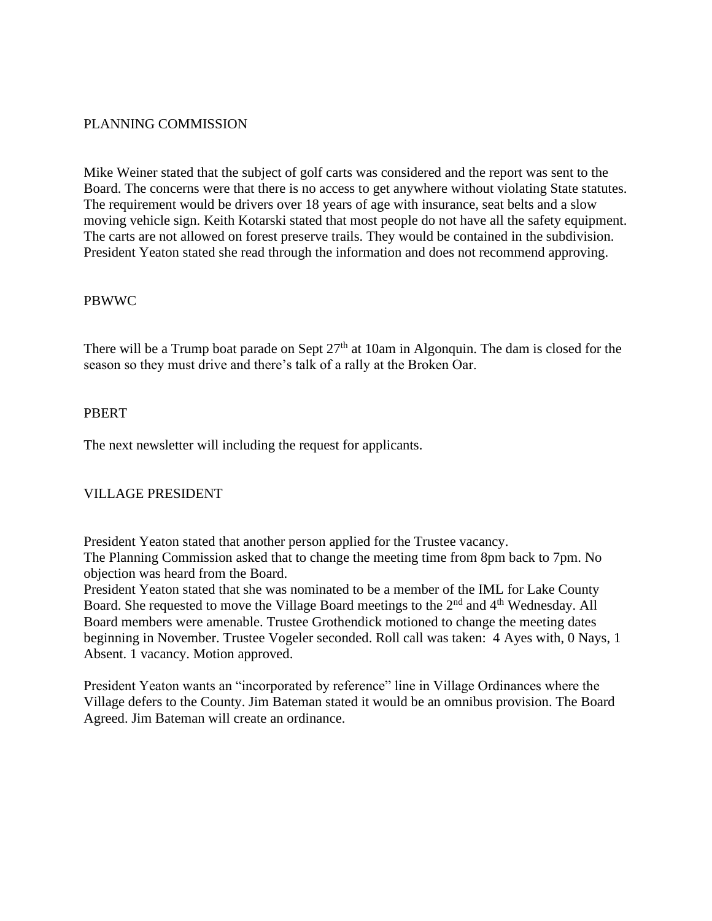## PLANNING COMMISSION

Mike Weiner stated that the subject of golf carts was considered and the report was sent to the Board. The concerns were that there is no access to get anywhere without violating State statutes. The requirement would be drivers over 18 years of age with insurance, seat belts and a slow moving vehicle sign. Keith Kotarski stated that most people do not have all the safety equipment. The carts are not allowed on forest preserve trails. They would be contained in the subdivision. President Yeaton stated she read through the information and does not recommend approving.

## PBWWC

There will be a Trump boat parade on Sept 27th at 10am in Algonquin. The dam is closed for the season so they must drive and there's talk of a rally at the Broken Oar.

## PBERT

The next newsletter will including the request for applicants.

## VILLAGE PRESIDENT

President Yeaton stated that another person applied for the Trustee vacancy.
The Planning Commission asked that to change the meeting time from 8pm back to 7pm. No objection was heard from the Board.
President Yeaton stated that she was nominated to be a member of the IML for Lake County Board. She requested to move the Village Board meetings to the 2nd and 4th Wednesday. All Board members were amenable. Trustee Grothendick motioned to change the meeting dates beginning in November. Trustee Vogeler seconded. Roll call was taken: 4 Ayes with, 0 Nays, 1 Absent. 1 vacancy. Motion approved.

President Yeaton wants an "incorporated by reference" line in Village Ordinances where the Village defers to the County. Jim Bateman stated it would be an omnibus provision. The Board Agreed. Jim Bateman will create an ordinance.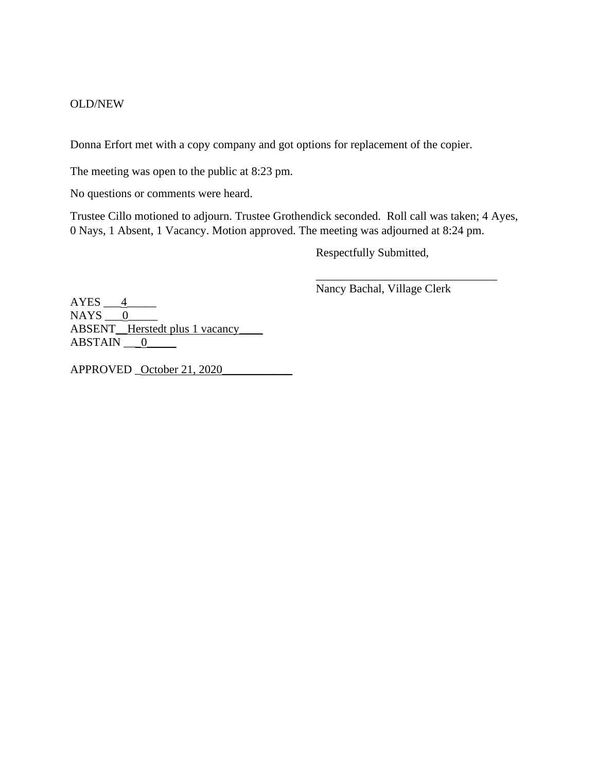OLD/NEW

Donna Erfort met with a copy company and got options for replacement of the copier.

The meeting was open to the public at 8:23 pm.

No questions or comments were heard.

Trustee Cillo motioned to adjourn. Trustee Grothendick seconded. Roll call was taken; 4 Ayes, 0 Nays, 1 Absent, 1 Vacancy. Motion approved. The meeting was adjourned at 8:24 pm.

Respectfully Submitted,

_______________________________
Nancy Bachal, Village Clerk

AYES ___4_____
NAYS ___0_____
ABSENT__Herstedt plus 1 vacancy____
ABSTAIN ___0_____

APPROVED _October 21, 2020____________